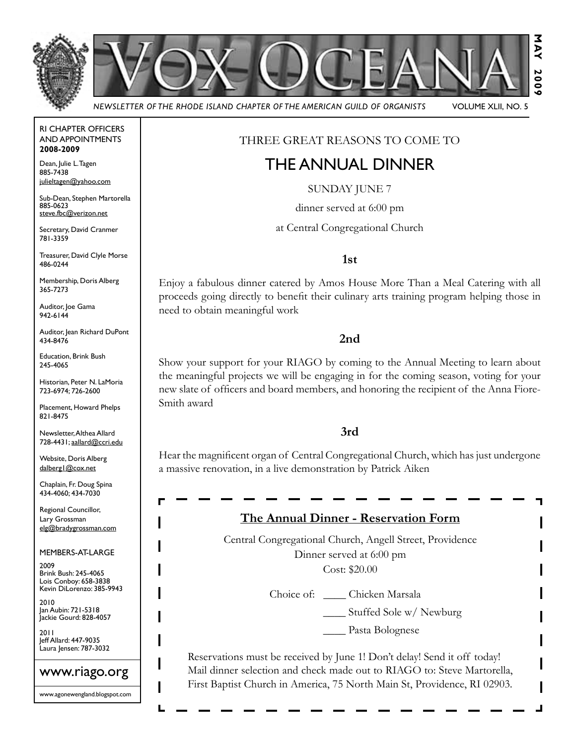# VOX OCEANA

*NEWSLETTER OF THE RHODE ISLAND CHAPTER OF THE AMERICAN GUILD OF ORGANISTS* VOLUME XLII, NO. 5

MAY 2009

RI CHAPTER OFFICERS AND APPOINTMENTS **2008-2009**

Dean, Julie L. Tagen
885-7438
julieltagen@yahoo.com

Sub-Dean, Stephen Martorella
885-0623
steve.fbc@verizon.net

Secretary, David Cranmer
781-3359

Treasurer, David Clyle Morse
486-0244

Membership, Doris Alberg
365-7273

Auditor, Joe Gama
942-6144

Auditor, Jean Richard DuPont
434-8476

Education, Brink Bush
245-4065

Historian, Peter N. LaMoria
723-6974; 726-2600

Placement, Howard Phelps
821-8475

Newsletter, Althea Allard
728-4431; aallard@ccri.edu

Website, Doris Alberg
dalberg1@cox.net

Chaplain, Fr. Doug Spina
434-4060; 434-7030

Regional Councillor,
Lary Grossman
elg@bradygrossman.com

MEMBERS-AT-LARGE

2009
Brink Bush: 245-4065
Lois Conboy: 658-3838
Kevin DiLorenzo: 385-9943

2010
Jan Aubin: 721-5318
Jackie Gourd: 828-4057

2011
Jeff Allard: 447-9035
Laura Jensen: 787-3032

www.riago.org

www.agonewengland.blogspot.com

THREE GREAT REASONS TO COME TO

## THE ANNUAL DINNER

SUNDAY JUNE 7

dinner served at 6:00 pm

at Central Congregational Church

### 1st

Enjoy a fabulous dinner catered by Amos House More Than a Meal Catering with all proceeds going directly to benefit their culinary arts training program helping those in need to obtain meaningful work

### 2nd

Show your support for your RIAGO by coming to the Annual Meeting to learn about the meaningful projects we will be engaging in for the coming season, voting for your new slate of officers and board members, and honoring the recipient of the Anna Fiore-Smith award

### 3rd

Hear the magnificent organ of Central Congregational Church, which has just undergone a massive renovation, in a live demonstration by Patrick Aiken

---

**The Annual Dinner - Reservation Form**

Central Congregational Church, Angell Street, Providence
Dinner served at 6:00 pm
Cost: $20.00

Choice of: ____ Chicken Marsala
____ Stuffed Sole w/ Newburg
____ Pasta Bolognese

Reservations must be received by June 1! Don't delay! Send it off today! Mail dinner selection and check made out to RIAGO to: Steve Martorella, First Baptist Church in America, 75 North Main St, Providence, RI 02903.

---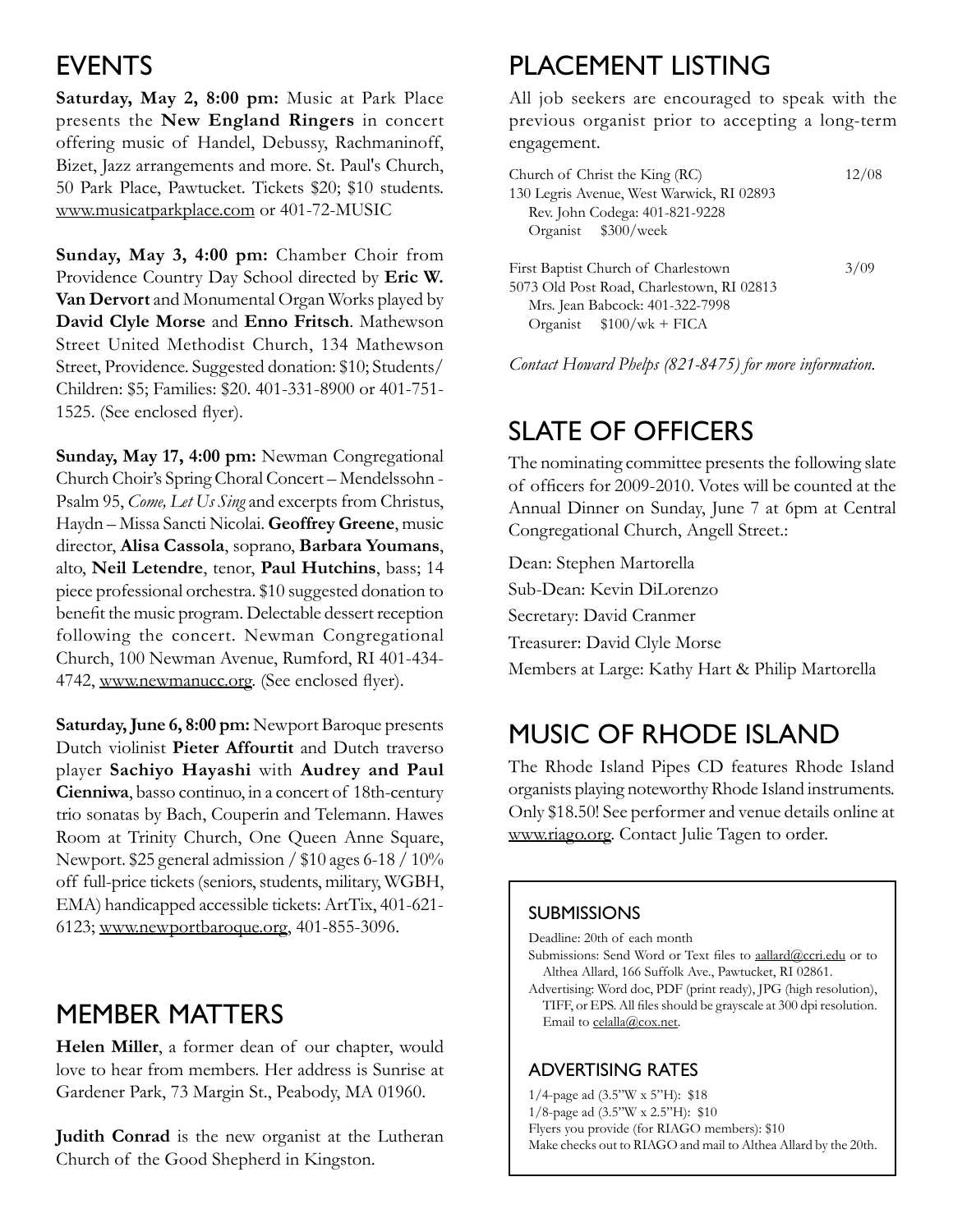## EVENTS

**Saturday, May 2, 8:00 pm:** Music at Park Place presents the **New England Ringers** in concert offering music of Handel, Debussy, Rachmaninoff, Bizet, Jazz arrangements and more. St. Paul's Church, 50 Park Place, Pawtucket. Tickets $20; $10 students. www.musicatparkplace.com or 401-72-MUSIC

**Sunday, May 3, 4:00 pm:** Chamber Choir from Providence Country Day School directed by **Eric W. Van Dervort** and Monumental Organ Works played by **David Clyle Morse** and **Enno Fritsch**. Mathewson Street United Methodist Church, 134 Mathewson Street, Providence. Suggested donation: $10; Students/Children: $5; Families: $20. 401-331-8900 or 401-751-1525. (See enclosed flyer).

**Sunday, May 17, 4:00 pm:** Newman Congregational Church Choir's Spring Choral Concert – Mendelssohn - Psalm 95, *Come, Let Us Sing* and excerpts from Christus, Haydn – Missa Sancti Nicolai. **Geoffrey Greene**, music director, **Alisa Cassola**, soprano, **Barbara Youmans**, alto, **Neil Letendre**, tenor, **Paul Hutchins**, bass; 14 piece professional orchestra. $10 suggested donation to benefit the music program. Delectable dessert reception following the concert. Newman Congregational Church, 100 Newman Avenue, Rumford, RI 401-434-4742, www.newmanucc.org. (See enclosed flyer).

**Saturday, June 6, 8:00 pm:** Newport Baroque presents Dutch violinist **Pieter Affourtit** and Dutch traverso player **Sachiyo Hayashi** with **Audrey and Paul Cienniwa**, basso continuo, in a concert of 18th-century trio sonatas by Bach, Couperin and Telemann. Hawes Room at Trinity Church, One Queen Anne Square, Newport. $25 general admission / $10 ages 6-18 / 10% off full-price tickets (seniors, students, military, WGBH, EMA) handicapped accessible tickets: ArtTix, 401-621-6123; www.newportbaroque.org, 401-855-3096.

## MEMBER MATTERS

**Helen Miller**, a former dean of our chapter, would love to hear from members. Her address is Sunrise at Gardener Park, 73 Margin St., Peabody, MA 01960.

**Judith Conrad** is the new organist at the Lutheran Church of the Good Shepherd in Kingston.

## PLACEMENT LISTING

All job seekers are encouraged to speak with the previous organist prior to accepting a long-term engagement.

Church of Christ the King (RC) — 12/08
130 Legris Avenue, West Warwick, RI 02893
Rev. John Codega: 401-821-9228
Organist $300/week

First Baptist Church of Charlestown — 3/09
5073 Old Post Road, Charlestown, RI 02813
Mrs. Jean Babcock: 401-322-7998
Organist $100/wk + FICA

*Contact Howard Phelps (821-8475) for more information.*

## SLATE OF OFFICERS

The nominating committee presents the following slate of officers for 2009-2010. Votes will be counted at the Annual Dinner on Sunday, June 7 at 6pm at Central Congregational Church, Angell Street.:

Dean: Stephen Martorella
Sub-Dean: Kevin DiLorenzo
Secretary: David Cranmer
Treasurer: David Clyle Morse
Members at Large: Kathy Hart & Philip Martorella

## MUSIC OF RHODE ISLAND

The Rhode Island Pipes CD features Rhode Island organists playing noteworthy Rhode Island instruments. Only $18.50! See performer and venue details online at www.riago.org. Contact Julie Tagen to order.

### SUBMISSIONS

Deadline: 20th of each month
Submissions: Send Word or Text files to aallard@ccri.edu or to Althea Allard, 166 Suffolk Ave., Pawtucket, RI 02861.
Advertising: Word doc, PDF (print ready), JPG (high resolution), TIFF, or EPS. All files should be grayscale at 300 dpi resolution. Email to celalla@cox.net.

### ADVERTISING RATES

1/4-page ad (3.5"W x 5"H): $18
1/8-page ad (3.5"W x 2.5"H): $10
Flyers you provide (for RIAGO members): $10
Make checks out to RIAGO and mail to Althea Allard by the 20th.